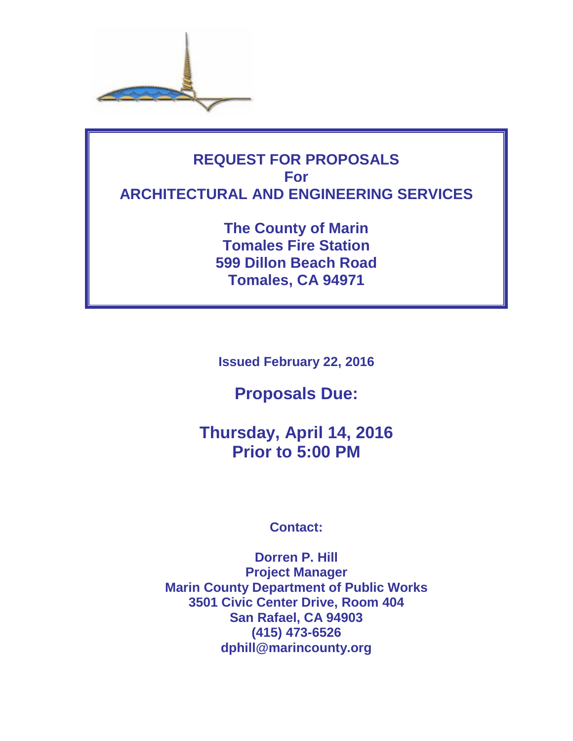# REQUEST FOR PROPOSALS
# For
# ARCHITECTURAL AND ENGINEERING SERVICES

## The County of Marin
## Tomales Fire Station
## 599 Dillon Beach Road
## Tomales, CA 94971

**Issued February 22, 2016**

## Proposals Due:

## Thursday, April 14, 2016
## Prior to 5:00 PM

**Contact:**

**Dorren P. Hill**
**Project Manager**
**Marin County Department of Public Works**
**3501 Civic Center Drive, Room 404**
**San Rafael, CA 94903**
**(415) 473-6526**
**dphill@marincounty.org**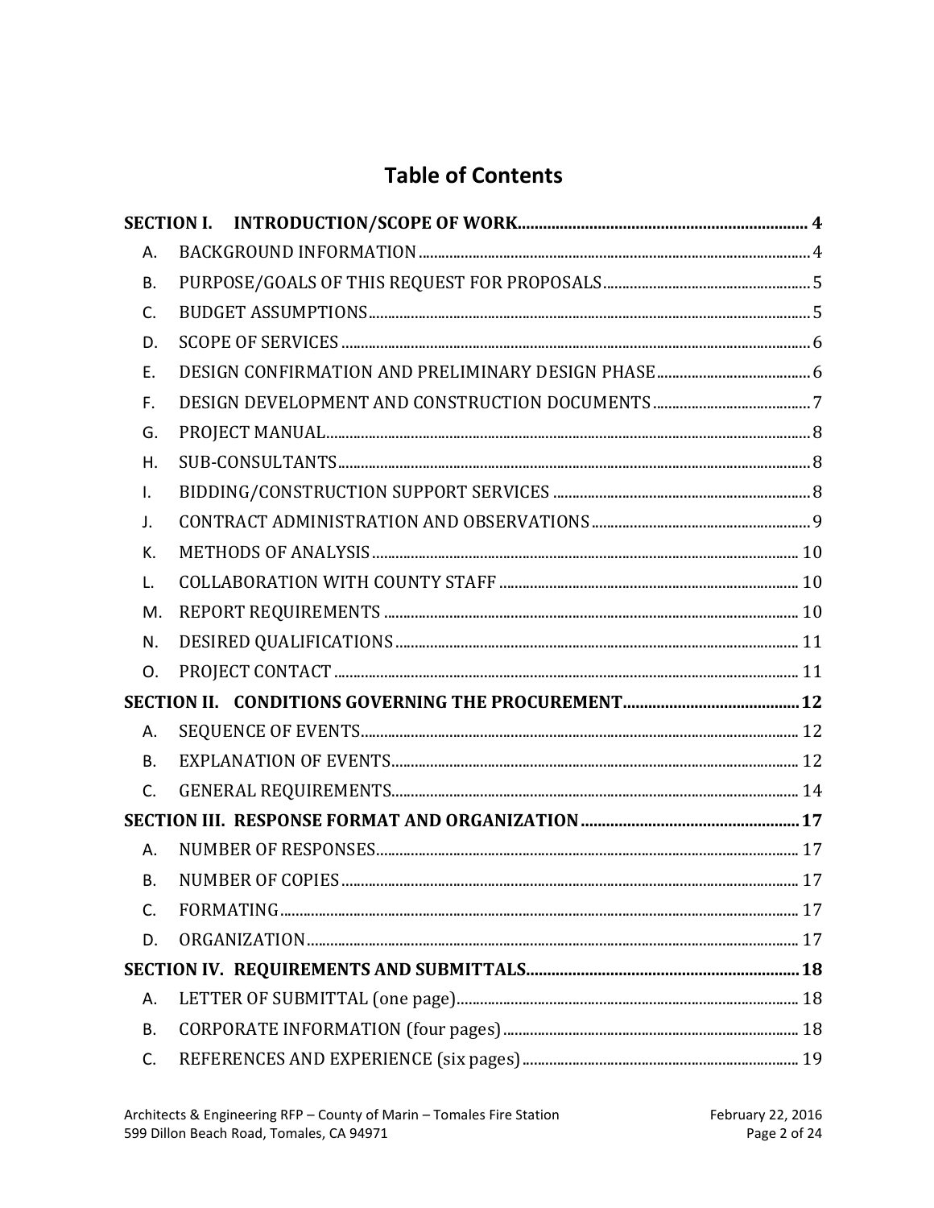# Table of Contents

**SECTION I. INTRODUCTION/SCOPE OF WORK** .......... **4**

A. BACKGROUND INFORMATION .......... 4

B. PURPOSE/GOALS OF THIS REQUEST FOR PROPOSALS .......... 5

C. BUDGET ASSUMPTIONS .......... 5

D. SCOPE OF SERVICES .......... 6

E. DESIGN CONFIRMATION AND PRELIMINARY DESIGN PHASE .......... 6

F. DESIGN DEVELOPMENT AND CONSTRUCTION DOCUMENTS .......... 7

G. PROJECT MANUAL .......... 8

H. SUB-CONSULTANTS .......... 8

I. BIDDING/CONSTRUCTION SUPPORT SERVICES .......... 8

J. CONTRACT ADMINISTRATION AND OBSERVATIONS .......... 9

K. METHODS OF ANALYSIS .......... 10

L. COLLABORATION WITH COUNTY STAFF .......... 10

M. REPORT REQUIREMENTS .......... 10

N. DESIRED QUALIFICATIONS .......... 11

O. PROJECT CONTACT .......... 11

**SECTION II. CONDITIONS GOVERNING THE PROCUREMENT** .......... **12**

A. SEQUENCE OF EVENTS .......... 12

B. EXPLANATION OF EVENTS .......... 12

C. GENERAL REQUIREMENTS .......... 14

**SECTION III. RESPONSE FORMAT AND ORGANIZATION** .......... **17**

A. NUMBER OF RESPONSES .......... 17

B. NUMBER OF COPIES .......... 17

C. FORMATING .......... 17

D. ORGANIZATION .......... 17

**SECTION IV. REQUIREMENTS AND SUBMITTALS** .......... **18**

A. LETTER OF SUBMITTAL (one page) .......... 18

B. CORPORATE INFORMATION (four pages) .......... 18

C. REFERENCES AND EXPERIENCE (six pages) .......... 19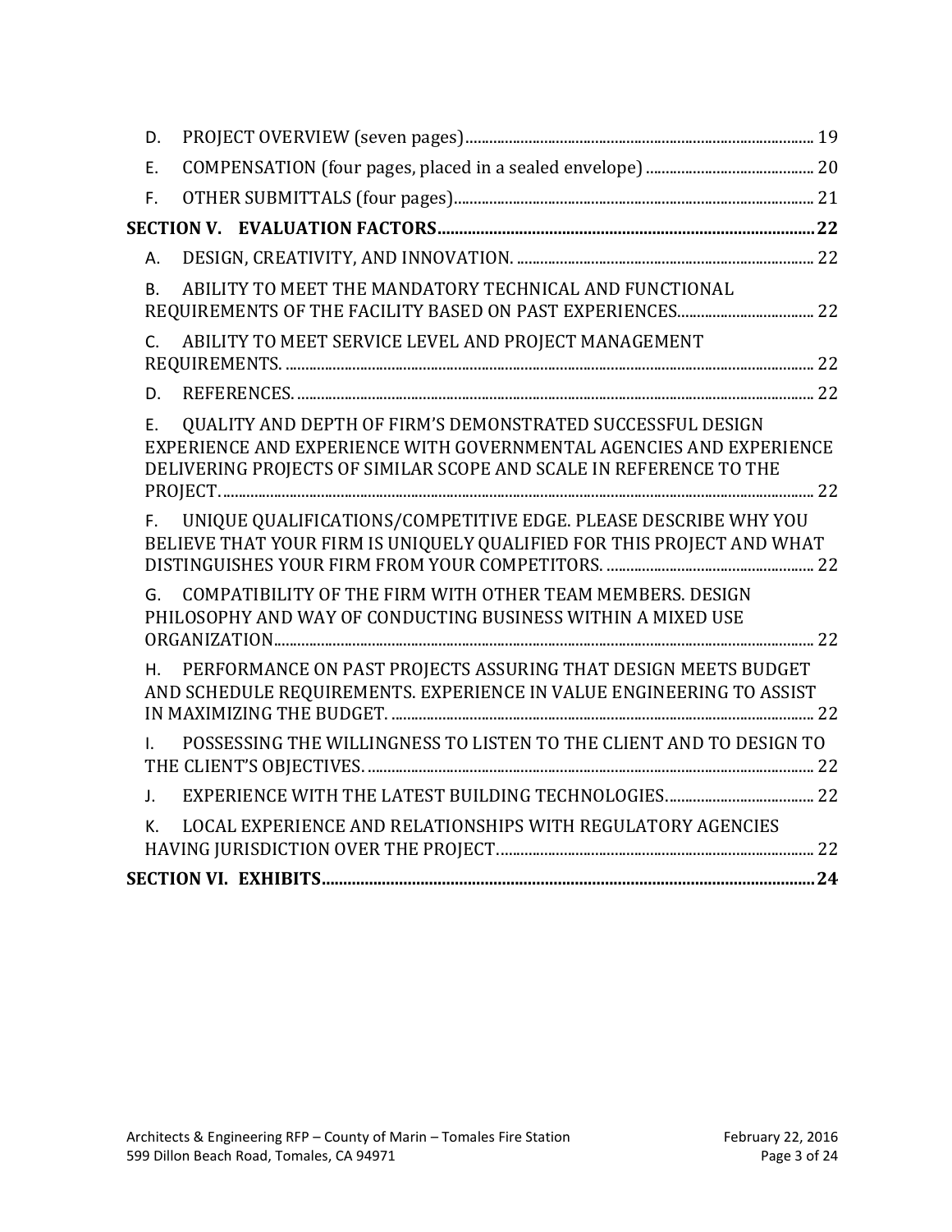- D. PROJECT OVERVIEW (seven pages) ..... 19
- E. COMPENSATION (four pages, placed in a sealed envelope) ..... 20
- F. OTHER SUBMITTALS (four pages) ..... 21

**SECTION V. EVALUATION FACTORS ..... 22**

- A. DESIGN, CREATIVITY, AND INNOVATION. ..... 22
- B. ABILITY TO MEET THE MANDATORY TECHNICAL AND FUNCTIONAL REQUIREMENTS OF THE FACILITY BASED ON PAST EXPERIENCES ..... 22
- C. ABILITY TO MEET SERVICE LEVEL AND PROJECT MANAGEMENT REQUIREMENTS. ..... 22
- D. REFERENCES. ..... 22
- E. QUALITY AND DEPTH OF FIRM'S DEMONSTRATED SUCCESSFUL DESIGN EXPERIENCE AND EXPERIENCE WITH GOVERNMENTAL AGENCIES AND EXPERIENCE DELIVERING PROJECTS OF SIMILAR SCOPE AND SCALE IN REFERENCE TO THE PROJECT. ..... 22
- F. UNIQUE QUALIFICATIONS/COMPETITIVE EDGE. PLEASE DESCRIBE WHY YOU BELIEVE THAT YOUR FIRM IS UNIQUELY QUALIFIED FOR THIS PROJECT AND WHAT DISTINGUISHES YOUR FIRM FROM YOUR COMPETITORS. ..... 22
- G. COMPATIBILITY OF THE FIRM WITH OTHER TEAM MEMBERS. DESIGN PHILOSOPHY AND WAY OF CONDUCTING BUSINESS WITHIN A MIXED USE ORGANIZATION ..... 22
- H. PERFORMANCE ON PAST PROJECTS ASSURING THAT DESIGN MEETS BUDGET AND SCHEDULE REQUIREMENTS. EXPERIENCE IN VALUE ENGINEERING TO ASSIST IN MAXIMIZING THE BUDGET. ..... 22
- I. POSSESSING THE WILLINGNESS TO LISTEN TO THE CLIENT AND TO DESIGN TO THE CLIENT'S OBJECTIVES. ..... 22
- J. EXPERIENCE WITH THE LATEST BUILDING TECHNOLOGIES. ..... 22
- K. LOCAL EXPERIENCE AND RELATIONSHIPS WITH REGULATORY AGENCIES HAVING JURISDICTION OVER THE PROJECT. ..... 22

**SECTION VI. EXHIBITS ..... 24**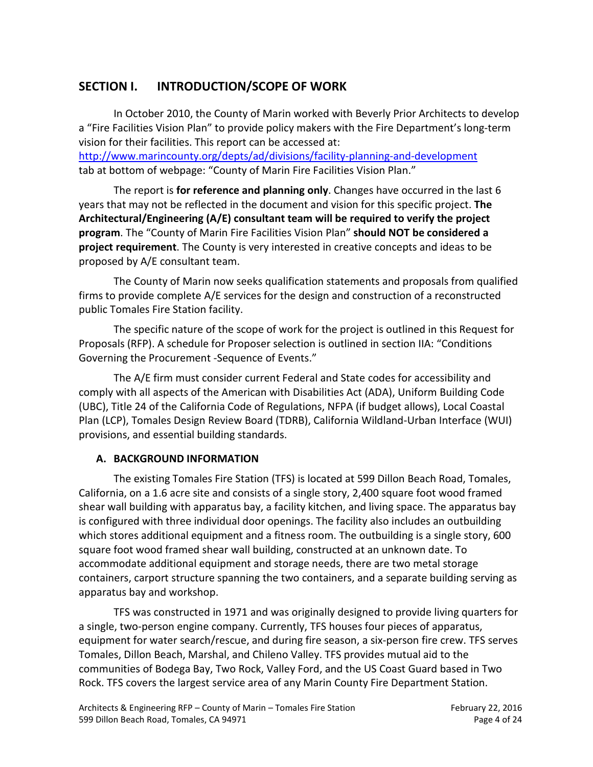## SECTION I. INTRODUCTION/SCOPE OF WORK

In October 2010, the County of Marin worked with Beverly Prior Architects to develop a "Fire Facilities Vision Plan" to provide policy makers with the Fire Department's long-term vision for their facilities. This report can be accessed at: http://www.marincounty.org/depts/ad/divisions/facility-planning-and-development tab at bottom of webpage: "County of Marin Fire Facilities Vision Plan."

The report is **for reference and planning only**. Changes have occurred in the last 6 years that may not be reflected in the document and vision for this specific project. **The Architectural/Engineering (A/E) consultant team will be required to verify the project program**. The "County of Marin Fire Facilities Vision Plan" **should NOT be considered a project requirement**. The County is very interested in creative concepts and ideas to be proposed by A/E consultant team.

The County of Marin now seeks qualification statements and proposals from qualified firms to provide complete A/E services for the design and construction of a reconstructed public Tomales Fire Station facility.

The specific nature of the scope of work for the project is outlined in this Request for Proposals (RFP). A schedule for Proposer selection is outlined in section IIA: "Conditions Governing the Procurement -Sequence of Events."

The A/E firm must consider current Federal and State codes for accessibility and comply with all aspects of the American with Disabilities Act (ADA), Uniform Building Code (UBC), Title 24 of the California Code of Regulations, NFPA (if budget allows), Local Coastal Plan (LCP), Tomales Design Review Board (TDRB), California Wildland-Urban Interface (WUI) provisions, and essential building standards.

### A. BACKGROUND INFORMATION

The existing Tomales Fire Station (TFS) is located at 599 Dillon Beach Road, Tomales, California, on a 1.6 acre site and consists of a single story, 2,400 square foot wood framed shear wall building with apparatus bay, a facility kitchen, and living space. The apparatus bay is configured with three individual door openings. The facility also includes an outbuilding which stores additional equipment and a fitness room. The outbuilding is a single story, 600 square foot wood framed shear wall building, constructed at an unknown date. To accommodate additional equipment and storage needs, there are two metal storage containers, carport structure spanning the two containers, and a separate building serving as apparatus bay and workshop.

TFS was constructed in 1971 and was originally designed to provide living quarters for a single, two-person engine company. Currently, TFS houses four pieces of apparatus, equipment for water search/rescue, and during fire season, a six-person fire crew. TFS serves Tomales, Dillon Beach, Marshal, and Chileno Valley. TFS provides mutual aid to the communities of Bodega Bay, Two Rock, Valley Ford, and the US Coast Guard based in Two Rock. TFS covers the largest service area of any Marin County Fire Department Station.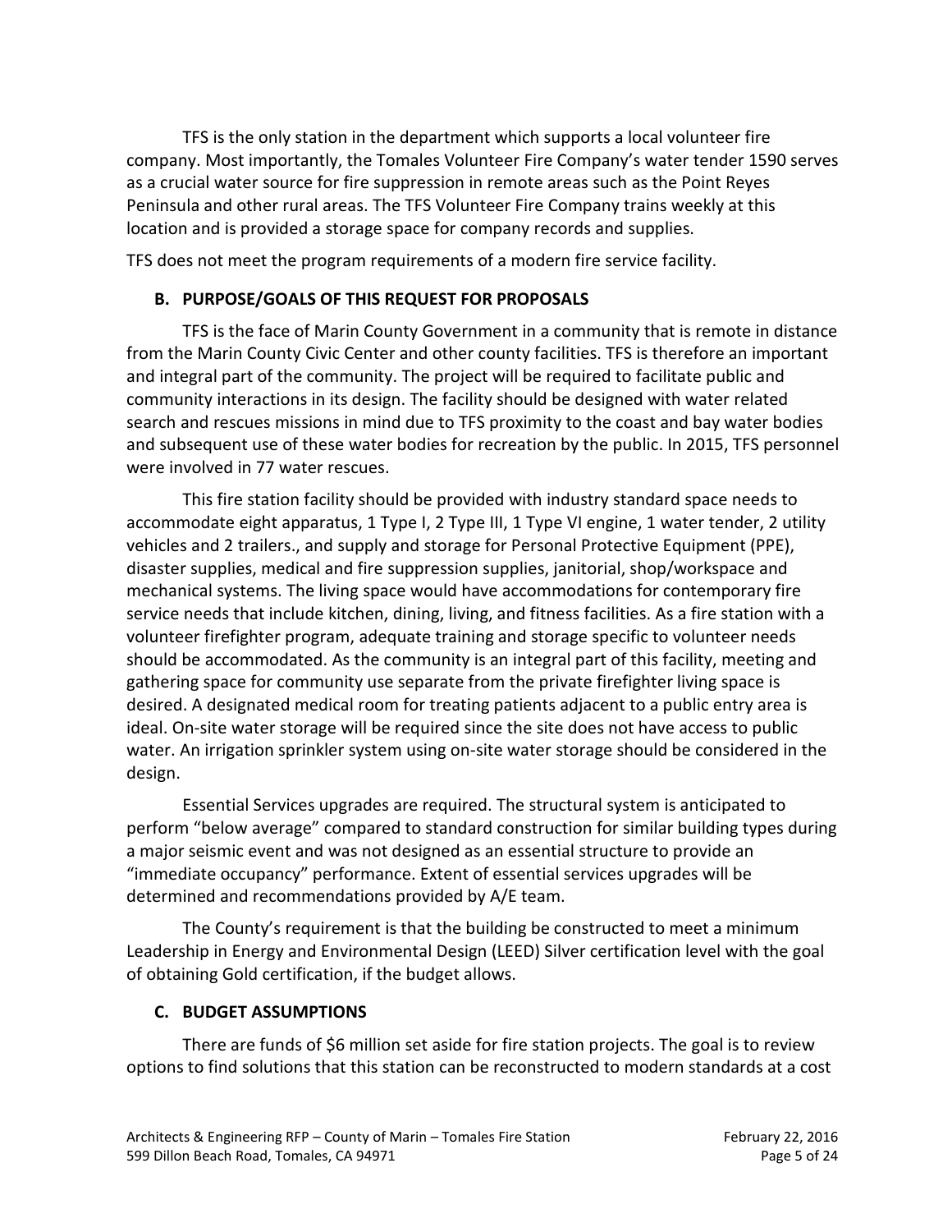TFS is the only station in the department which supports a local volunteer fire company. Most importantly, the Tomales Volunteer Fire Company's water tender 1590 serves as a crucial water source for fire suppression in remote areas such as the Point Reyes Peninsula and other rural areas. The TFS Volunteer Fire Company trains weekly at this location and is provided a storage space for company records and supplies.

TFS does not meet the program requirements of a modern fire service facility.

### B. PURPOSE/GOALS OF THIS REQUEST FOR PROPOSALS

TFS is the face of Marin County Government in a community that is remote in distance from the Marin County Civic Center and other county facilities. TFS is therefore an important and integral part of the community. The project will be required to facilitate public and community interactions in its design. The facility should be designed with water related search and rescues missions in mind due to TFS proximity to the coast and bay water bodies and subsequent use of these water bodies for recreation by the public. In 2015, TFS personnel were involved in 77 water rescues.

This fire station facility should be provided with industry standard space needs to accommodate eight apparatus, 1 Type I, 2 Type III, 1 Type VI engine, 1 water tender, 2 utility vehicles and 2 trailers., and supply and storage for Personal Protective Equipment (PPE), disaster supplies, medical and fire suppression supplies, janitorial, shop/workspace and mechanical systems. The living space would have accommodations for contemporary fire service needs that include kitchen, dining, living, and fitness facilities. As a fire station with a volunteer firefighter program, adequate training and storage specific to volunteer needs should be accommodated. As the community is an integral part of this facility, meeting and gathering space for community use separate from the private firefighter living space is desired. A designated medical room for treating patients adjacent to a public entry area is ideal. On-site water storage will be required since the site does not have access to public water. An irrigation sprinkler system using on-site water storage should be considered in the design.

Essential Services upgrades are required. The structural system is anticipated to perform "below average" compared to standard construction for similar building types during a major seismic event and was not designed as an essential structure to provide an "immediate occupancy" performance. Extent of essential services upgrades will be determined and recommendations provided by A/E team.

The County's requirement is that the building be constructed to meet a minimum Leadership in Energy and Environmental Design (LEED) Silver certification level with the goal of obtaining Gold certification, if the budget allows.

### C. BUDGET ASSUMPTIONS

There are funds of $6 million set aside for fire station projects. The goal is to review options to find solutions that this station can be reconstructed to modern standards at a cost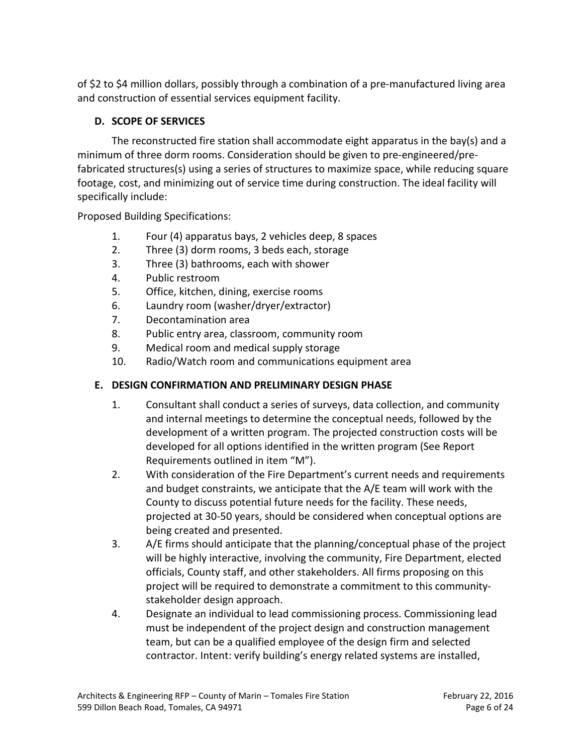of $2 to $4 million dollars, possibly through a combination of a pre-manufactured living area and construction of essential services equipment facility.

### D. SCOPE OF SERVICES

The reconstructed fire station shall accommodate eight apparatus in the bay(s) and a minimum of three dorm rooms. Consideration should be given to pre-engineered/pre-fabricated structures(s) using a series of structures to maximize space, while reducing square footage, cost, and minimizing out of service time during construction. The ideal facility will specifically include:

Proposed Building Specifications:

1. Four (4) apparatus bays, 2 vehicles deep, 8 spaces
2. Three (3) dorm rooms, 3 beds each, storage
3. Three (3) bathrooms, each with shower
4. Public restroom
5. Office, kitchen, dining, exercise rooms
6. Laundry room (washer/dryer/extractor)
7. Decontamination area
8. Public entry area, classroom, community room
9. Medical room and medical supply storage
10. Radio/Watch room and communications equipment area

### E. DESIGN CONFIRMATION AND PRELIMINARY DESIGN PHASE

1. Consultant shall conduct a series of surveys, data collection, and community and internal meetings to determine the conceptual needs, followed by the development of a written program. The projected construction costs will be developed for all options identified in the written program (See Report Requirements outlined in item "M").
2. With consideration of the Fire Department's current needs and requirements and budget constraints, we anticipate that the A/E team will work with the County to discuss potential future needs for the facility. These needs, projected at 30-50 years, should be considered when conceptual options are being created and presented.
3. A/E firms should anticipate that the planning/conceptual phase of the project will be highly interactive, involving the community, Fire Department, elected officials, County staff, and other stakeholders. All firms proposing on this project will be required to demonstrate a commitment to this community-stakeholder design approach.
4. Designate an individual to lead commissioning process. Commissioning lead must be independent of the project design and construction management team, but can be a qualified employee of the design firm and selected contractor. Intent: verify building's energy related systems are installed,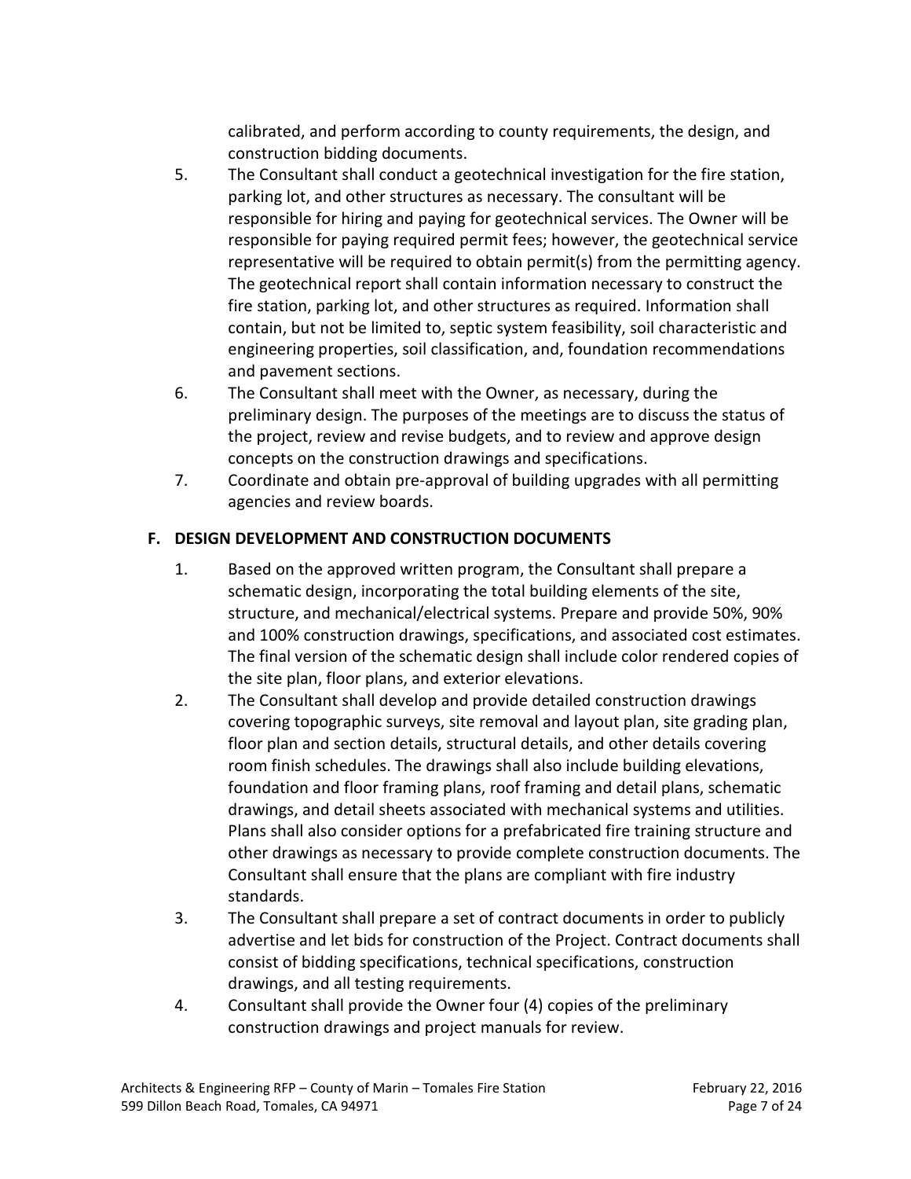calibrated, and perform according to county requirements, the design, and construction bidding documents.

5. The Consultant shall conduct a geotechnical investigation for the fire station, parking lot, and other structures as necessary. The consultant will be responsible for hiring and paying for geotechnical services. The Owner will be responsible for paying required permit fees; however, the geotechnical service representative will be required to obtain permit(s) from the permitting agency. The geotechnical report shall contain information necessary to construct the fire station, parking lot, and other structures as required. Information shall contain, but not be limited to, septic system feasibility, soil characteristic and engineering properties, soil classification, and, foundation recommendations and pavement sections.
6. The Consultant shall meet with the Owner, as necessary, during the preliminary design. The purposes of the meetings are to discuss the status of the project, review and revise budgets, and to review and approve design concepts on the construction drawings and specifications.
7. Coordinate and obtain pre-approval of building upgrades with all permitting agencies and review boards.

### F. DESIGN DEVELOPMENT AND CONSTRUCTION DOCUMENTS

1. Based on the approved written program, the Consultant shall prepare a schematic design, incorporating the total building elements of the site, structure, and mechanical/electrical systems. Prepare and provide 50%, 90% and 100% construction drawings, specifications, and associated cost estimates. The final version of the schematic design shall include color rendered copies of the site plan, floor plans, and exterior elevations.
2. The Consultant shall develop and provide detailed construction drawings covering topographic surveys, site removal and layout plan, site grading plan, floor plan and section details, structural details, and other details covering room finish schedules. The drawings shall also include building elevations, foundation and floor framing plans, roof framing and detail plans, schematic drawings, and detail sheets associated with mechanical systems and utilities. Plans shall also consider options for a prefabricated fire training structure and other drawings as necessary to provide complete construction documents. The Consultant shall ensure that the plans are compliant with fire industry standards.
3. The Consultant shall prepare a set of contract documents in order to publicly advertise and let bids for construction of the Project. Contract documents shall consist of bidding specifications, technical specifications, construction drawings, and all testing requirements.
4. Consultant shall provide the Owner four (4) copies of the preliminary construction drawings and project manuals for review.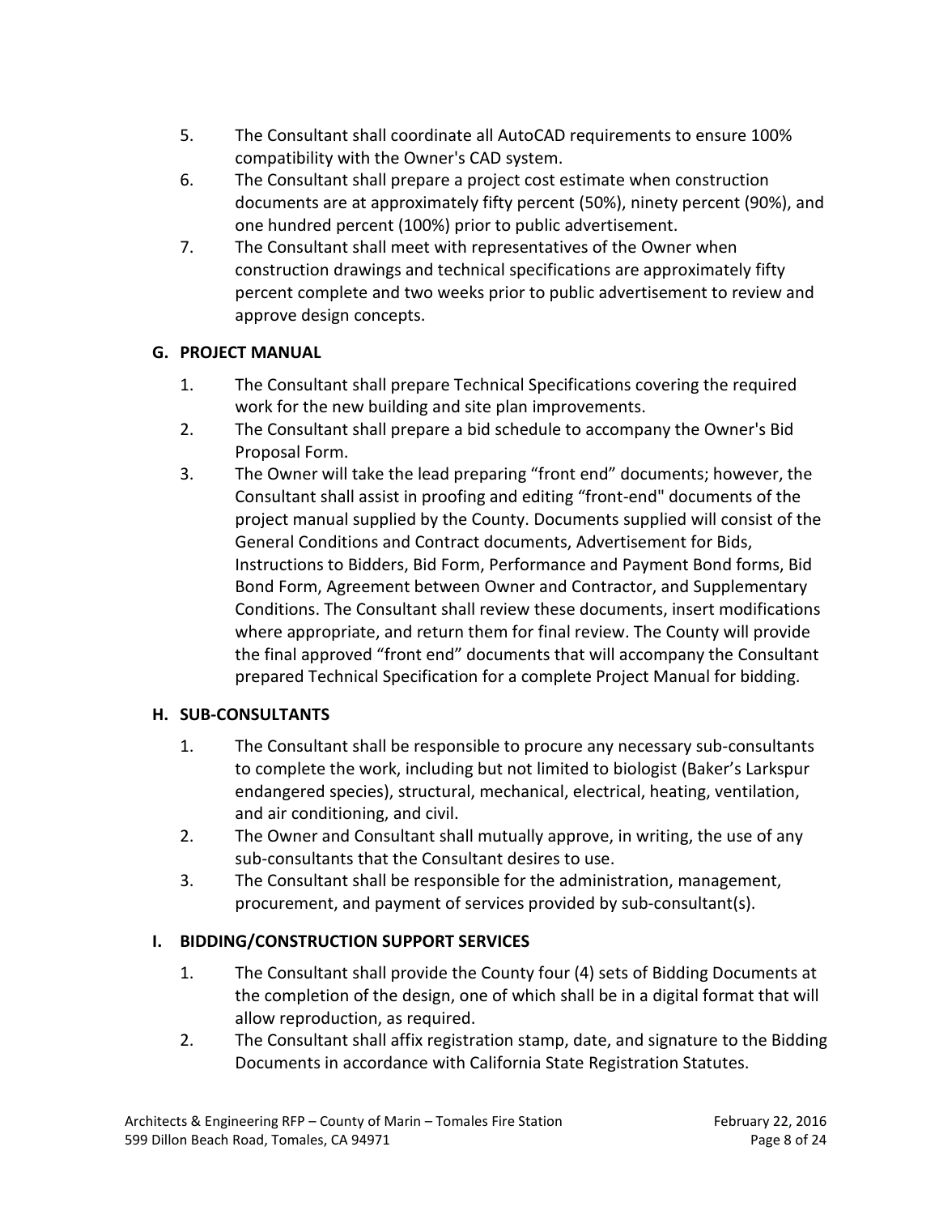5. The Consultant shall coordinate all AutoCAD requirements to ensure 100% compatibility with the Owner's CAD system.
6. The Consultant shall prepare a project cost estimate when construction documents are at approximately fifty percent (50%), ninety percent (90%), and one hundred percent (100%) prior to public advertisement.
7. The Consultant shall meet with representatives of the Owner when construction drawings and technical specifications are approximately fifty percent complete and two weeks prior to public advertisement to review and approve design concepts.

## G. PROJECT MANUAL

1. The Consultant shall prepare Technical Specifications covering the required work for the new building and site plan improvements.
2. The Consultant shall prepare a bid schedule to accompany the Owner's Bid Proposal Form.
3. The Owner will take the lead preparing “front end” documents; however, the Consultant shall assist in proofing and editing “front-end" documents of the project manual supplied by the County. Documents supplied will consist of the General Conditions and Contract documents, Advertisement for Bids, Instructions to Bidders, Bid Form, Performance and Payment Bond forms, Bid Bond Form, Agreement between Owner and Contractor, and Supplementary Conditions. The Consultant shall review these documents, insert modifications where appropriate, and return them for final review. The County will provide the final approved “front end” documents that will accompany the Consultant prepared Technical Specification for a complete Project Manual for bidding.

## H. SUB-CONSULTANTS

1. The Consultant shall be responsible to procure any necessary sub-consultants to complete the work, including but not limited to biologist (Baker’s Larkspur endangered species), structural, mechanical, electrical, heating, ventilation, and air conditioning, and civil.
2. The Owner and Consultant shall mutually approve, in writing, the use of any sub-consultants that the Consultant desires to use.
3. The Consultant shall be responsible for the administration, management, procurement, and payment of services provided by sub-consultant(s).

## I. BIDDING/CONSTRUCTION SUPPORT SERVICES

1. The Consultant shall provide the County four (4) sets of Bidding Documents at the completion of the design, one of which shall be in a digital format that will allow reproduction, as required.
2. The Consultant shall affix registration stamp, date, and signature to the Bidding Documents in accordance with California State Registration Statutes.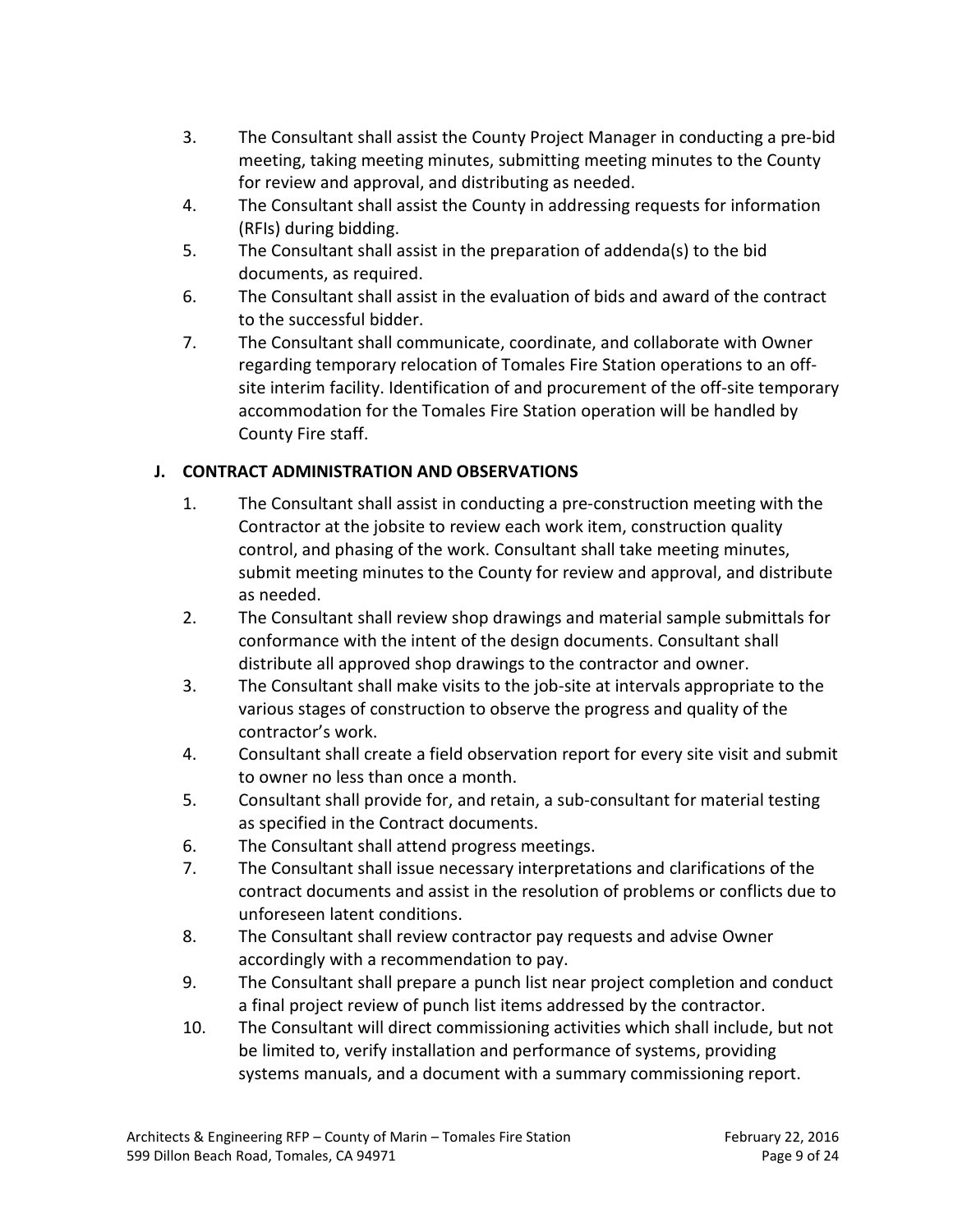3. The Consultant shall assist the County Project Manager in conducting a pre-bid meeting, taking meeting minutes, submitting meeting minutes to the County for review and approval, and distributing as needed.
4. The Consultant shall assist the County in addressing requests for information (RFIs) during bidding.
5. The Consultant shall assist in the preparation of addenda(s) to the bid documents, as required.
6. The Consultant shall assist in the evaluation of bids and award of the contract to the successful bidder.
7. The Consultant shall communicate, coordinate, and collaborate with Owner regarding temporary relocation of Tomales Fire Station operations to an off-site interim facility. Identification of and procurement of the off-site temporary accommodation for the Tomales Fire Station operation will be handled by County Fire staff.

## J. CONTRACT ADMINISTRATION AND OBSERVATIONS

1. The Consultant shall assist in conducting a pre-construction meeting with the Contractor at the jobsite to review each work item, construction quality control, and phasing of the work. Consultant shall take meeting minutes, submit meeting minutes to the County for review and approval, and distribute as needed.
2. The Consultant shall review shop drawings and material sample submittals for conformance with the intent of the design documents. Consultant shall distribute all approved shop drawings to the contractor and owner.
3. The Consultant shall make visits to the job-site at intervals appropriate to the various stages of construction to observe the progress and quality of the contractor's work.
4. Consultant shall create a field observation report for every site visit and submit to owner no less than once a month.
5. Consultant shall provide for, and retain, a sub-consultant for material testing as specified in the Contract documents.
6. The Consultant shall attend progress meetings.
7. The Consultant shall issue necessary interpretations and clarifications of the contract documents and assist in the resolution of problems or conflicts due to unforeseen latent conditions.
8. The Consultant shall review contractor pay requests and advise Owner accordingly with a recommendation to pay.
9. The Consultant shall prepare a punch list near project completion and conduct a final project review of punch list items addressed by the contractor.
10. The Consultant will direct commissioning activities which shall include, but not be limited to, verify installation and performance of systems, providing systems manuals, and a document with a summary commissioning report.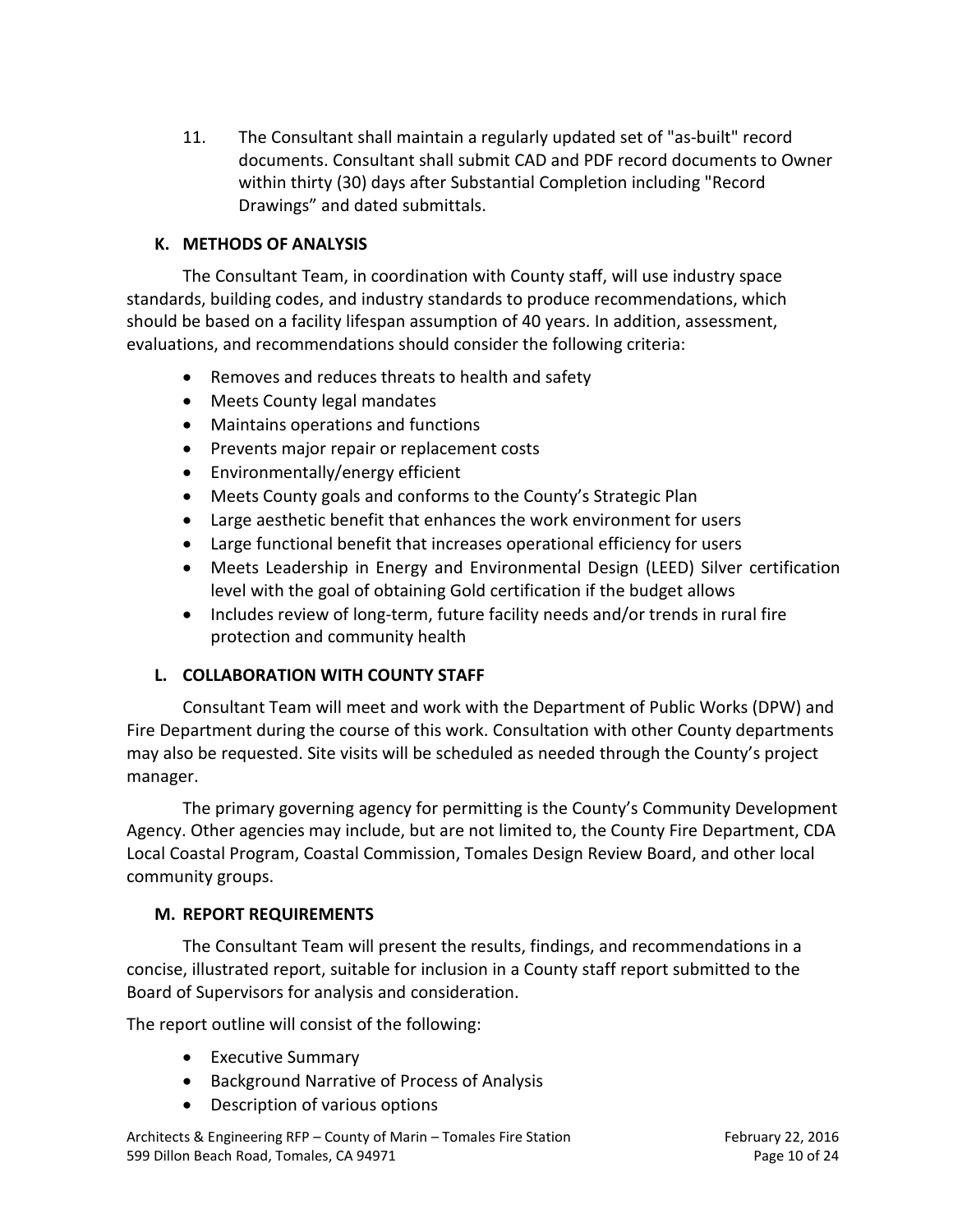11. The Consultant shall maintain a regularly updated set of "as-built" record documents. Consultant shall submit CAD and PDF record documents to Owner within thirty (30) days after Substantial Completion including "Record Drawings" and dated submittals.

### K. METHODS OF ANALYSIS

The Consultant Team, in coordination with County staff, will use industry space standards, building codes, and industry standards to produce recommendations, which should be based on a facility lifespan assumption of 40 years. In addition, assessment, evaluations, and recommendations should consider the following criteria:

- Removes and reduces threats to health and safety
- Meets County legal mandates
- Maintains operations and functions
- Prevents major repair or replacement costs
- Environmentally/energy efficient
- Meets County goals and conforms to the County's Strategic Plan
- Large aesthetic benefit that enhances the work environment for users
- Large functional benefit that increases operational efficiency for users
- Meets Leadership in Energy and Environmental Design (LEED) Silver certification level with the goal of obtaining Gold certification if the budget allows
- Includes review of long-term, future facility needs and/or trends in rural fire protection and community health

### L. COLLABORATION WITH COUNTY STAFF

Consultant Team will meet and work with the Department of Public Works (DPW) and Fire Department during the course of this work. Consultation with other County departments may also be requested. Site visits will be scheduled as needed through the County's project manager.

The primary governing agency for permitting is the County's Community Development Agency. Other agencies may include, but are not limited to, the County Fire Department, CDA Local Coastal Program, Coastal Commission, Tomales Design Review Board, and other local community groups.

### M. REPORT REQUIREMENTS

The Consultant Team will present the results, findings, and recommendations in a concise, illustrated report, suitable for inclusion in a County staff report submitted to the Board of Supervisors for analysis and consideration.

The report outline will consist of the following:

- Executive Summary
- Background Narrative of Process of Analysis
- Description of various options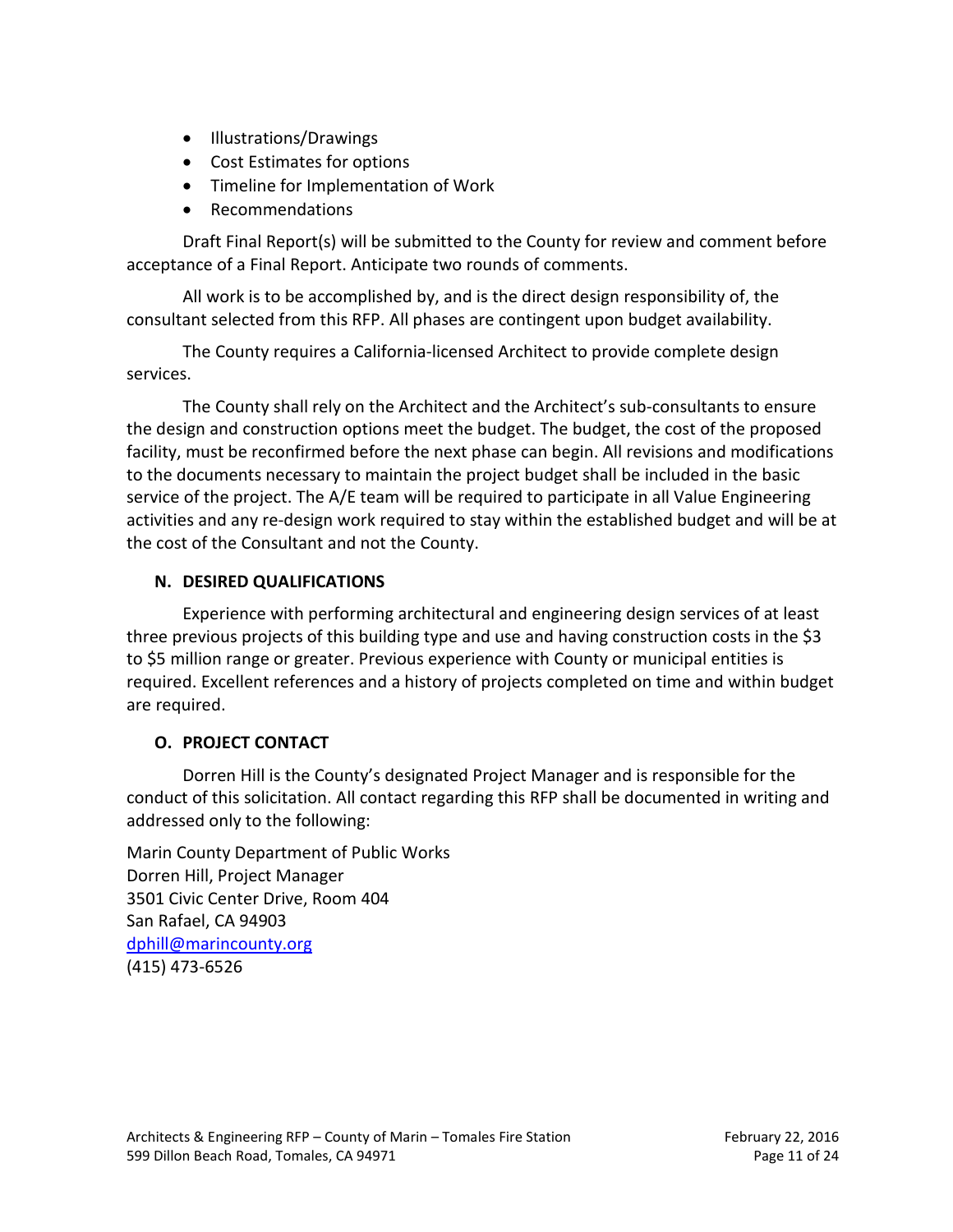- Illustrations/Drawings
- Cost Estimates for options
- Timeline for Implementation of Work
- Recommendations

Draft Final Report(s) will be submitted to the County for review and comment before acceptance of a Final Report. Anticipate two rounds of comments.

All work is to be accomplished by, and is the direct design responsibility of, the consultant selected from this RFP. All phases are contingent upon budget availability.

The County requires a California-licensed Architect to provide complete design services.

The County shall rely on the Architect and the Architect's sub-consultants to ensure the design and construction options meet the budget. The budget, the cost of the proposed facility, must be reconfirmed before the next phase can begin. All revisions and modifications to the documents necessary to maintain the project budget shall be included in the basic service of the project. The A/E team will be required to participate in all Value Engineering activities and any re-design work required to stay within the established budget and will be at the cost of the Consultant and not the County.

### N. DESIRED QUALIFICATIONS

Experience with performing architectural and engineering design services of at least three previous projects of this building type and use and having construction costs in the $3 to $5 million range or greater. Previous experience with County or municipal entities is required. Excellent references and a history of projects completed on time and within budget are required.

### O. PROJECT CONTACT

Dorren Hill is the County's designated Project Manager and is responsible for the conduct of this solicitation. All contact regarding this RFP shall be documented in writing and addressed only to the following:

Marin County Department of Public Works  
Dorren Hill, Project Manager  
3501 Civic Center Drive, Room 404  
San Rafael, CA 94903  
dphill@marincounty.org  
(415) 473-6526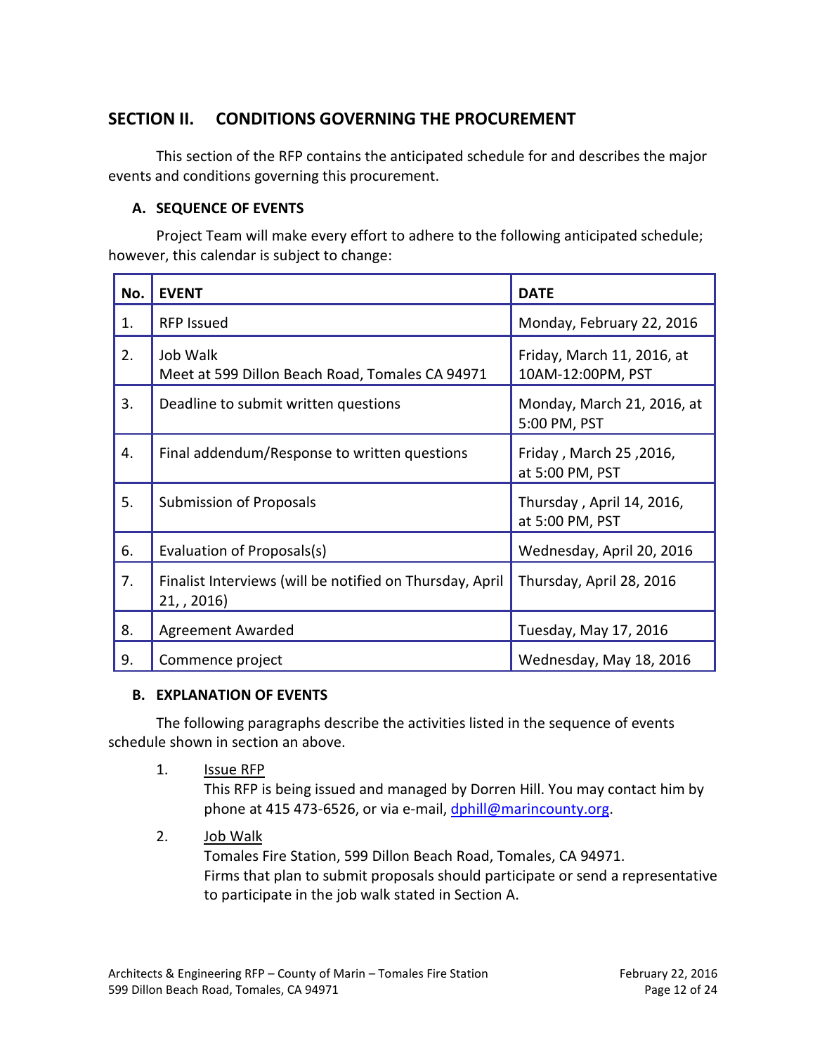## SECTION II. CONDITIONS GOVERNING THE PROCUREMENT

This section of the RFP contains the anticipated schedule for and describes the major events and conditions governing this procurement.

### A. SEQUENCE OF EVENTS

Project Team will make every effort to adhere to the following anticipated schedule; however, this calendar is subject to change:

| No. | EVENT | DATE |
|---|---|---|
| 1. | RFP Issued | Monday, February 22, 2016 |
| 2. | Job Walk<br>Meet at 599 Dillon Beach Road, Tomales CA 94971 | Friday, March 11, 2016, at 10AM-12:00PM, PST |
| 3. | Deadline to submit written questions | Monday, March 21, 2016, at 5:00 PM, PST |
| 4. | Final addendum/Response to written questions | Friday , March 25 ,2016, at 5:00 PM, PST |
| 5. | Submission of Proposals | Thursday , April 14, 2016, at 5:00 PM, PST |
| 6. | Evaluation of Proposals(s) | Wednesday, April 20, 2016 |
| 7. | Finalist Interviews (will be notified on Thursday, April 21, , 2016) | Thursday, April 28, 2016 |
| 8. | Agreement Awarded | Tuesday, May 17, 2016 |
| 9. | Commence project | Wednesday, May 18, 2016 |

### B. EXPLANATION OF EVENTS

The following paragraphs describe the activities listed in the sequence of events schedule shown in section an above.

1. Issue RFP
   This RFP is being issued and managed by Dorren Hill. You may contact him by phone at 415 473-6526, or via e-mail, dphill@marincounty.org.

2. Job Walk
   Tomales Fire Station, 599 Dillon Beach Road, Tomales, CA 94971.
   Firms that plan to submit proposals should participate or send a representative to participate in the job walk stated in Section A.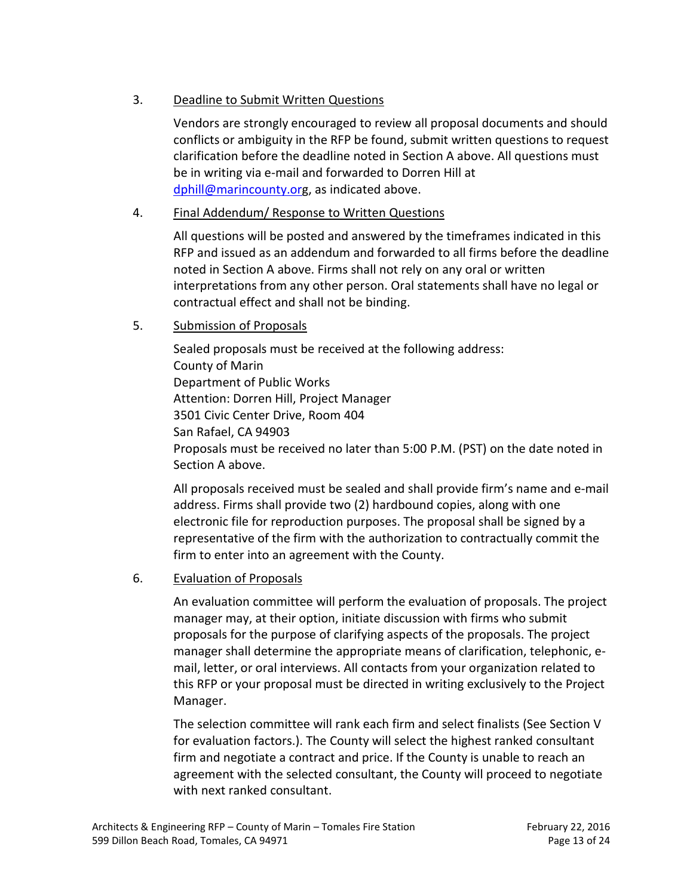3. Deadline to Submit Written Questions

   Vendors are strongly encouraged to review all proposal documents and should conflicts or ambiguity in the RFP be found, submit written questions to request clarification before the deadline noted in Section A above. All questions must be in writing via e-mail and forwarded to Dorren Hill at dphill@marincounty.org, as indicated above.

4. Final Addendum/ Response to Written Questions

   All questions will be posted and answered by the timeframes indicated in this RFP and issued as an addendum and forwarded to all firms before the deadline noted in Section A above. Firms shall not rely on any oral or written interpretations from any other person. Oral statements shall have no legal or contractual effect and shall not be binding.

5. Submission of Proposals

   Sealed proposals must be received at the following address:
   County of Marin
   Department of Public Works
   Attention: Dorren Hill, Project Manager
   3501 Civic Center Drive, Room 404
   San Rafael, CA 94903
   Proposals must be received no later than 5:00 P.M. (PST) on the date noted in Section A above.

   All proposals received must be sealed and shall provide firm's name and e-mail address. Firms shall provide two (2) hardbound copies, along with one electronic file for reproduction purposes. The proposal shall be signed by a representative of the firm with the authorization to contractually commit the firm to enter into an agreement with the County.

6. Evaluation of Proposals

   An evaluation committee will perform the evaluation of proposals. The project manager may, at their option, initiate discussion with firms who submit proposals for the purpose of clarifying aspects of the proposals. The project manager shall determine the appropriate means of clarification, telephonic, e-mail, letter, or oral interviews. All contacts from your organization related to this RFP or your proposal must be directed in writing exclusively to the Project Manager.

   The selection committee will rank each firm and select finalists (See Section V for evaluation factors.). The County will select the highest ranked consultant firm and negotiate a contract and price. If the County is unable to reach an agreement with the selected consultant, the County will proceed to negotiate with next ranked consultant.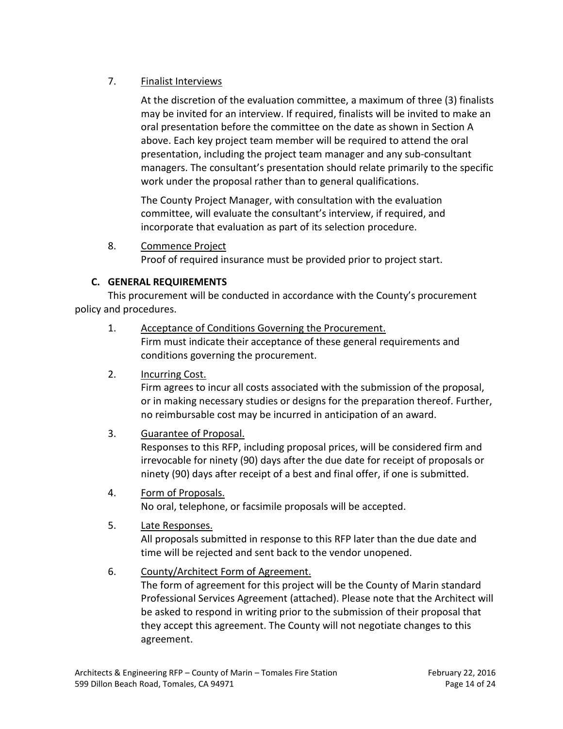7. Finalist Interviews

   At the discretion of the evaluation committee, a maximum of three (3) finalists may be invited for an interview. If required, finalists will be invited to make an oral presentation before the committee on the date as shown in Section A above. Each key project team member will be required to attend the oral presentation, including the project team manager and any sub-consultant managers. The consultant's presentation should relate primarily to the specific work under the proposal rather than to general qualifications.

   The County Project Manager, with consultation with the evaluation committee, will evaluate the consultant's interview, if required, and incorporate that evaluation as part of its selection procedure.

8. Commence Project
   Proof of required insurance must be provided prior to project start.

### C. GENERAL REQUIREMENTS

This procurement will be conducted in accordance with the County's procurement policy and procedures.

1. Acceptance of Conditions Governing the Procurement.
   Firm must indicate their acceptance of these general requirements and conditions governing the procurement.

2. Incurring Cost.
   Firm agrees to incur all costs associated with the submission of the proposal, or in making necessary studies or designs for the preparation thereof. Further, no reimbursable cost may be incurred in anticipation of an award.

3. Guarantee of Proposal.
   Responses to this RFP, including proposal prices, will be considered firm and irrevocable for ninety (90) days after the due date for receipt of proposals or ninety (90) days after receipt of a best and final offer, if one is submitted.

4. Form of Proposals.
   No oral, telephone, or facsimile proposals will be accepted.

5. Late Responses.
   All proposals submitted in response to this RFP later than the due date and time will be rejected and sent back to the vendor unopened.

6. County/Architect Form of Agreement.
   The form of agreement for this project will be the County of Marin standard Professional Services Agreement (attached). Please note that the Architect will be asked to respond in writing prior to the submission of their proposal that they accept this agreement. The County will not negotiate changes to this agreement.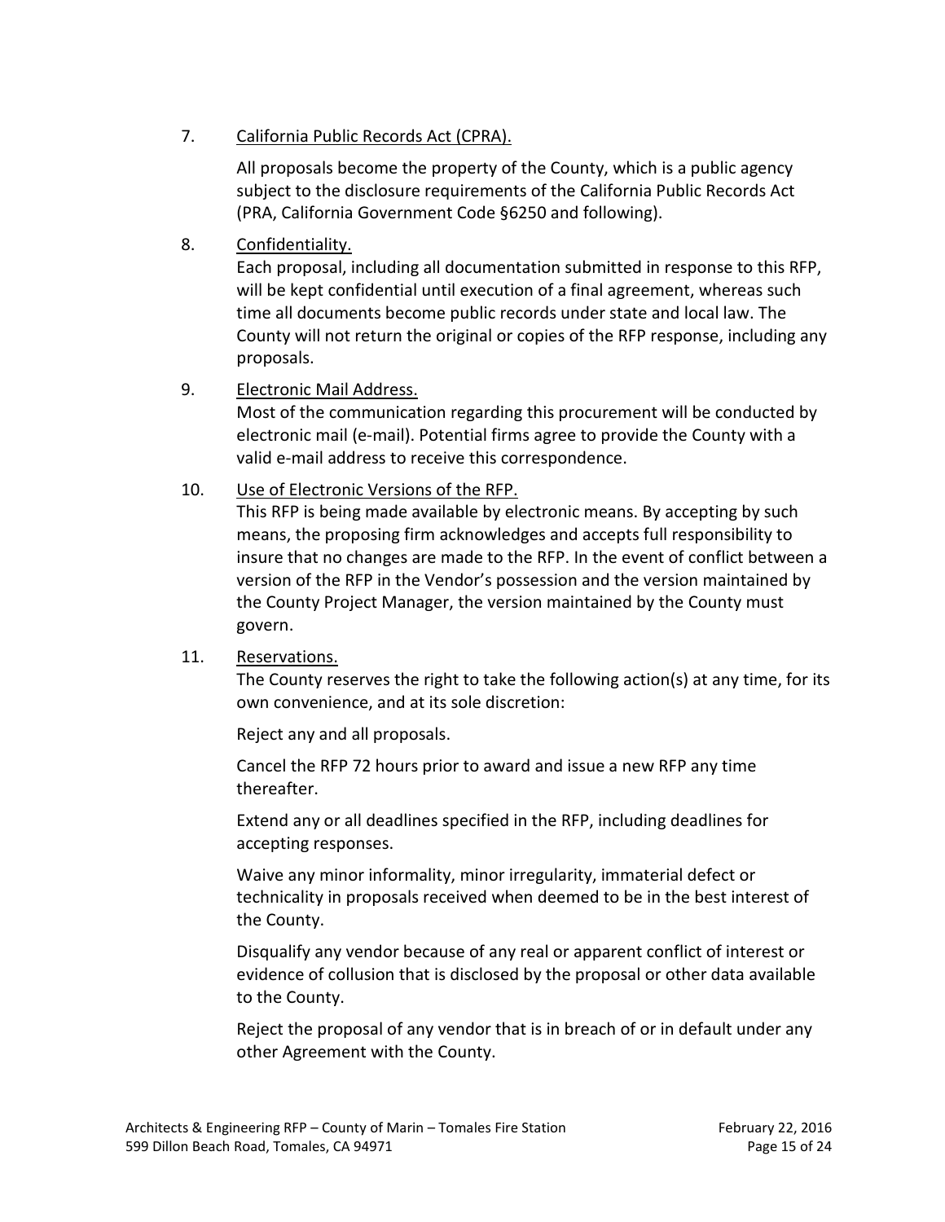7. <u>California Public Records Act (CPRA).</u>

All proposals become the property of the County, which is a public agency subject to the disclosure requirements of the California Public Records Act (PRA, California Government Code §6250 and following).

8. <u>Confidentiality.</u>

Each proposal, including all documentation submitted in response to this RFP, will be kept confidential until execution of a final agreement, whereas such time all documents become public records under state and local law. The County will not return the original or copies of the RFP response, including any proposals.

9. <u>Electronic Mail Address.</u>

Most of the communication regarding this procurement will be conducted by electronic mail (e-mail). Potential firms agree to provide the County with a valid e-mail address to receive this correspondence.

10. <u>Use of Electronic Versions of the RFP.</u>

This RFP is being made available by electronic means. By accepting by such means, the proposing firm acknowledges and accepts full responsibility to insure that no changes are made to the RFP. In the event of conflict between a version of the RFP in the Vendor's possession and the version maintained by the County Project Manager, the version maintained by the County must govern.

11. <u>Reservations.</u>

The County reserves the right to take the following action(s) at any time, for its own convenience, and at its sole discretion:

Reject any and all proposals.

Cancel the RFP 72 hours prior to award and issue a new RFP any time thereafter.

Extend any or all deadlines specified in the RFP, including deadlines for accepting responses.

Waive any minor informality, minor irregularity, immaterial defect or technicality in proposals received when deemed to be in the best interest of the County.

Disqualify any vendor because of any real or apparent conflict of interest or evidence of collusion that is disclosed by the proposal or other data available to the County.

Reject the proposal of any vendor that is in breach of or in default under any other Agreement with the County.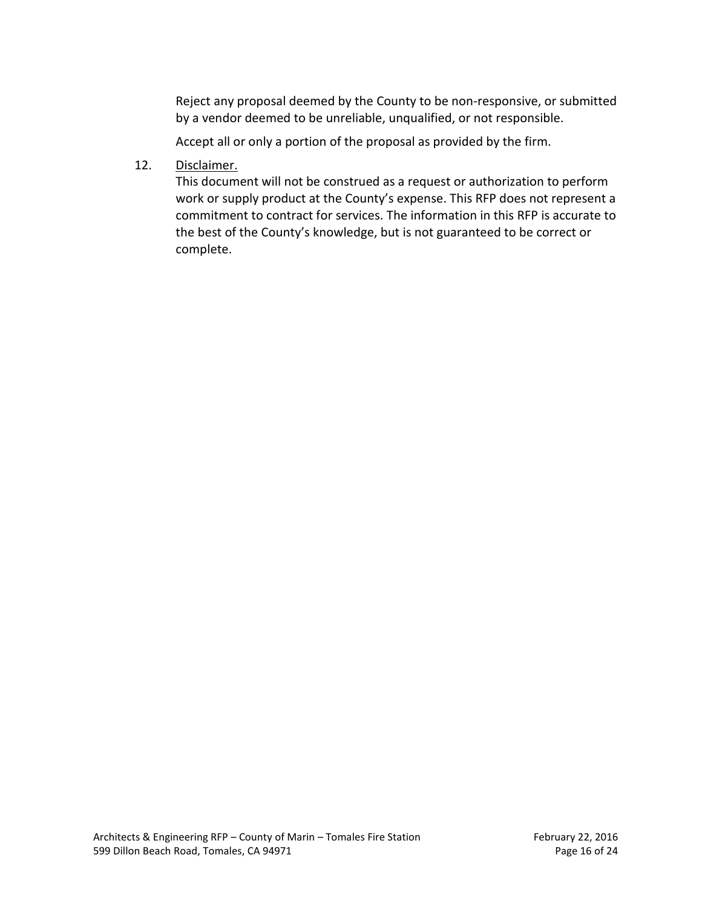Reject any proposal deemed by the County to be non-responsive, or submitted by a vendor deemed to be unreliable, unqualified, or not responsible.

Accept all or only a portion of the proposal as provided by the firm.

12. Disclaimer.
    This document will not be construed as a request or authorization to perform work or supply product at the County's expense. This RFP does not represent a commitment to contract for services. The information in this RFP is accurate to the best of the County's knowledge, but is not guaranteed to be correct or complete.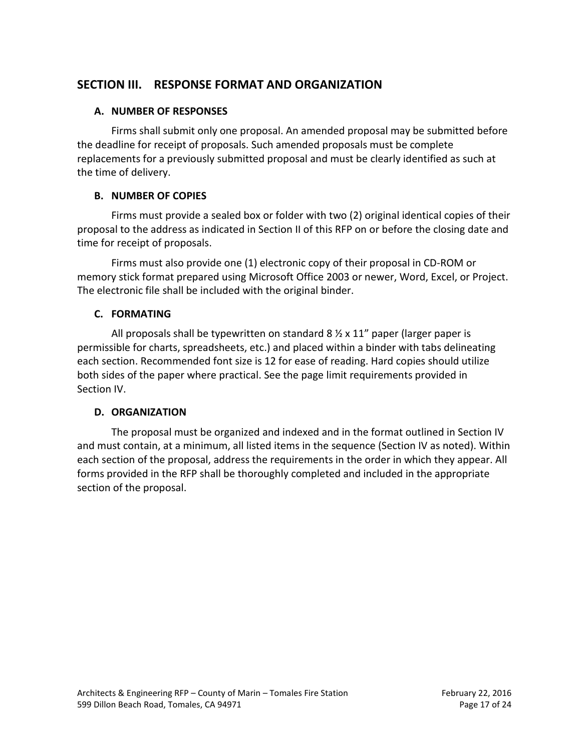## SECTION III. RESPONSE FORMAT AND ORGANIZATION

### A. NUMBER OF RESPONSES

Firms shall submit only one proposal. An amended proposal may be submitted before the deadline for receipt of proposals. Such amended proposals must be complete replacements for a previously submitted proposal and must be clearly identified as such at the time of delivery.

### B. NUMBER OF COPIES

Firms must provide a sealed box or folder with two (2) original identical copies of their proposal to the address as indicated in Section II of this RFP on or before the closing date and time for receipt of proposals.

Firms must also provide one (1) electronic copy of their proposal in CD-ROM or memory stick format prepared using Microsoft Office 2003 or newer, Word, Excel, or Project. The electronic file shall be included with the original binder.

### C. FORMATING

All proposals shall be typewritten on standard 8 ½ x 11" paper (larger paper is permissible for charts, spreadsheets, etc.) and placed within a binder with tabs delineating each section. Recommended font size is 12 for ease of reading. Hard copies should utilize both sides of the paper where practical. See the page limit requirements provided in Section IV.

### D. ORGANIZATION

The proposal must be organized and indexed and in the format outlined in Section IV and must contain, at a minimum, all listed items in the sequence (Section IV as noted). Within each section of the proposal, address the requirements in the order in which they appear. All forms provided in the RFP shall be thoroughly completed and included in the appropriate section of the proposal.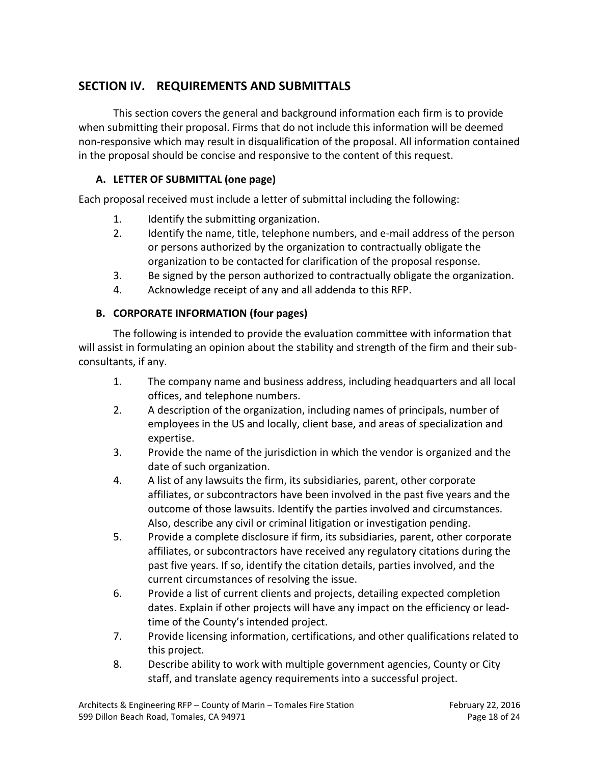## SECTION IV. REQUIREMENTS AND SUBMITTALS

This section covers the general and background information each firm is to provide when submitting their proposal. Firms that do not include this information will be deemed non-responsive which may result in disqualification of the proposal. All information contained in the proposal should be concise and responsive to the content of this request.

### A. LETTER OF SUBMITTAL (one page)

Each proposal received must include a letter of submittal including the following:

1. Identify the submitting organization.
2. Identify the name, title, telephone numbers, and e-mail address of the person or persons authorized by the organization to contractually obligate the organization to be contacted for clarification of the proposal response.
3. Be signed by the person authorized to contractually obligate the organization.
4. Acknowledge receipt of any and all addenda to this RFP.

### B. CORPORATE INFORMATION (four pages)

The following is intended to provide the evaluation committee with information that will assist in formulating an opinion about the stability and strength of the firm and their sub-consultants, if any.

1. The company name and business address, including headquarters and all local offices, and telephone numbers.
2. A description of the organization, including names of principals, number of employees in the US and locally, client base, and areas of specialization and expertise.
3. Provide the name of the jurisdiction in which the vendor is organized and the date of such organization.
4. A list of any lawsuits the firm, its subsidiaries, parent, other corporate affiliates, or subcontractors have been involved in the past five years and the outcome of those lawsuits. Identify the parties involved and circumstances. Also, describe any civil or criminal litigation or investigation pending.
5. Provide a complete disclosure if firm, its subsidiaries, parent, other corporate affiliates, or subcontractors have received any regulatory citations during the past five years. If so, identify the citation details, parties involved, and the current circumstances of resolving the issue.
6. Provide a list of current clients and projects, detailing expected completion dates. Explain if other projects will have any impact on the efficiency or lead-time of the County's intended project.
7. Provide licensing information, certifications, and other qualifications related to this project.
8. Describe ability to work with multiple government agencies, County or City staff, and translate agency requirements into a successful project.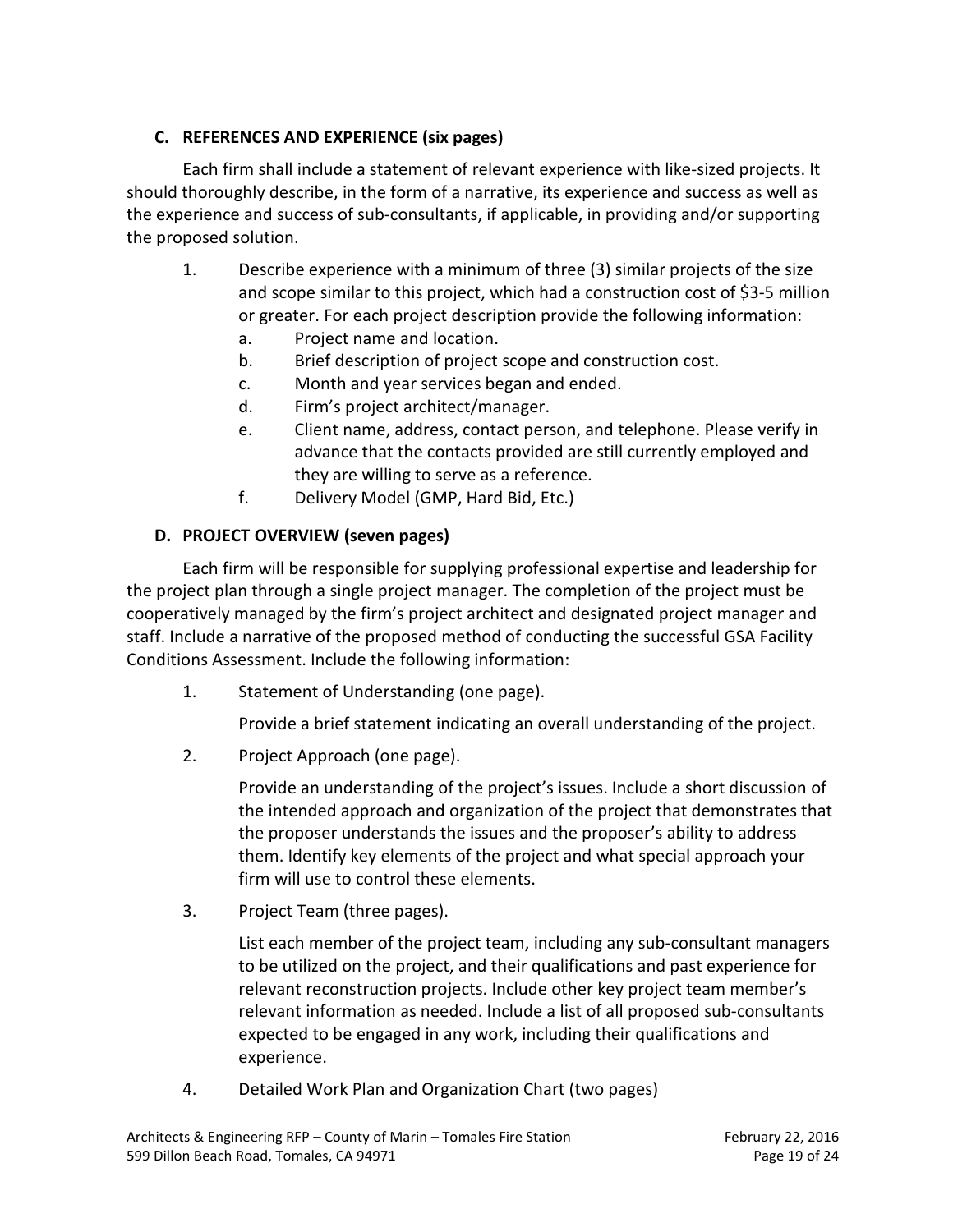### C. REFERENCES AND EXPERIENCE (six pages)

Each firm shall include a statement of relevant experience with like-sized projects. It should thoroughly describe, in the form of a narrative, its experience and success as well as the experience and success of sub-consultants, if applicable, in providing and/or supporting the proposed solution.

1. Describe experience with a minimum of three (3) similar projects of the size and scope similar to this project, which had a construction cost of $3-5 million or greater. For each project description provide the following information:
    a. Project name and location.
    b. Brief description of project scope and construction cost.
    c. Month and year services began and ended.
    d. Firm's project architect/manager.
    e. Client name, address, contact person, and telephone. Please verify in advance that the contacts provided are still currently employed and they are willing to serve as a reference.
    f. Delivery Model (GMP, Hard Bid, Etc.)

### D. PROJECT OVERVIEW (seven pages)

Each firm will be responsible for supplying professional expertise and leadership for the project plan through a single project manager. The completion of the project must be cooperatively managed by the firm's project architect and designated project manager and staff. Include a narrative of the proposed method of conducting the successful GSA Facility Conditions Assessment. Include the following information:

1. Statement of Understanding (one page).

    Provide a brief statement indicating an overall understanding of the project.

2. Project Approach (one page).

    Provide an understanding of the project's issues. Include a short discussion of the intended approach and organization of the project that demonstrates that the proposer understands the issues and the proposer's ability to address them. Identify key elements of the project and what special approach your firm will use to control these elements.

3. Project Team (three pages).

    List each member of the project team, including any sub-consultant managers to be utilized on the project, and their qualifications and past experience for relevant reconstruction projects. Include other key project team member's relevant information as needed. Include a list of all proposed sub-consultants expected to be engaged in any work, including their qualifications and experience.

4. Detailed Work Plan and Organization Chart (two pages)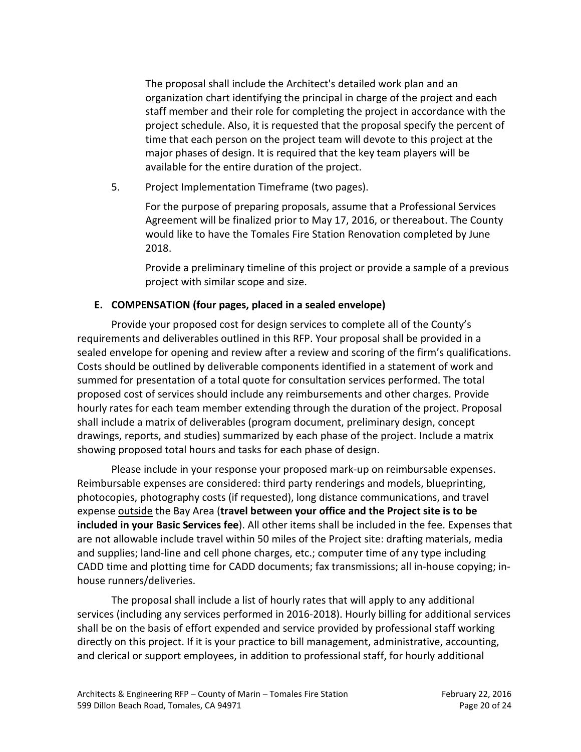The proposal shall include the Architect's detailed work plan and an organization chart identifying the principal in charge of the project and each staff member and their role for completing the project in accordance with the project schedule. Also, it is requested that the proposal specify the percent of time that each person on the project team will devote to this project at the major phases of design. It is required that the key team players will be available for the entire duration of the project.

5. Project Implementation Timeframe (two pages).

   For the purpose of preparing proposals, assume that a Professional Services Agreement will be finalized prior to May 17, 2016, or thereabout. The County would like to have the Tomales Fire Station Renovation completed by June 2018.

   Provide a preliminary timeline of this project or provide a sample of a previous project with similar scope and size.

### E. COMPENSATION (four pages, placed in a sealed envelope)

Provide your proposed cost for design services to complete all of the County's requirements and deliverables outlined in this RFP. Your proposal shall be provided in a sealed envelope for opening and review after a review and scoring of the firm's qualifications. Costs should be outlined by deliverable components identified in a statement of work and summed for presentation of a total quote for consultation services performed. The total proposed cost of services should include any reimbursements and other charges. Provide hourly rates for each team member extending through the duration of the project. Proposal shall include a matrix of deliverables (program document, preliminary design, concept drawings, reports, and studies) summarized by each phase of the project. Include a matrix showing proposed total hours and tasks for each phase of design.

Please include in your response your proposed mark-up on reimbursable expenses. Reimbursable expenses are considered: third party renderings and models, blueprinting, photocopies, photography costs (if requested), long distance communications, and travel expense <u>outside</u> the Bay Area (**travel between your office and the Project site is to be included in your Basic Services fee**). All other items shall be included in the fee. Expenses that are not allowable include travel within 50 miles of the Project site: drafting materials, media and supplies; land-line and cell phone charges, etc.; computer time of any type including CADD time and plotting time for CADD documents; fax transmissions; all in-house copying; in-house runners/deliveries.

The proposal shall include a list of hourly rates that will apply to any additional services (including any services performed in 2016-2018). Hourly billing for additional services shall be on the basis of effort expended and service provided by professional staff working directly on this project. If it is your practice to bill management, administrative, accounting, and clerical or support employees, in addition to professional staff, for hourly additional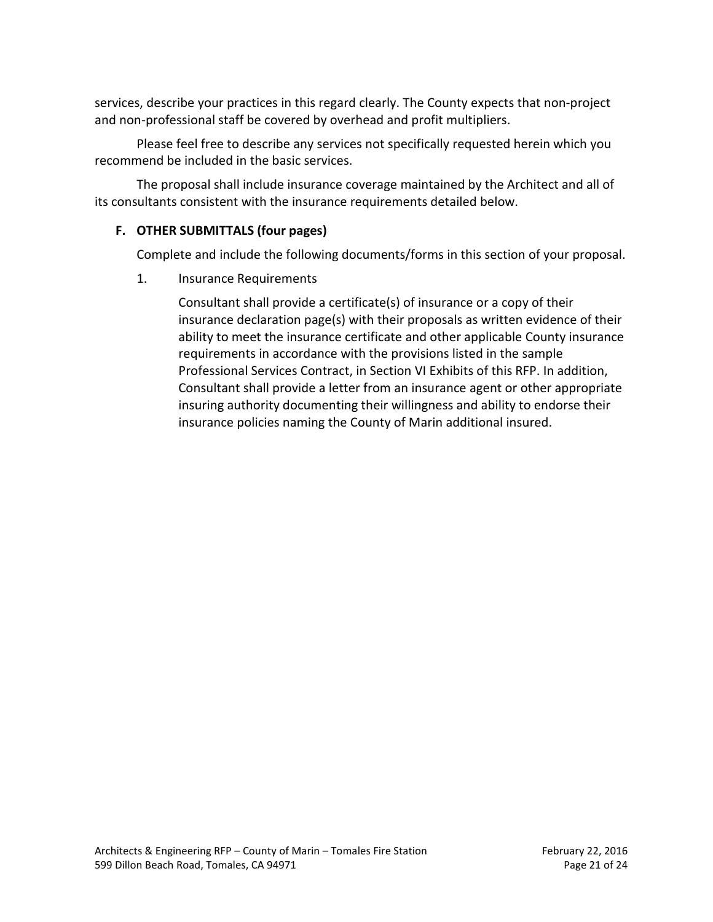services, describe your practices in this regard clearly. The County expects that non-project and non-professional staff be covered by overhead and profit multipliers.

Please feel free to describe any services not specifically requested herein which you recommend be included in the basic services.

The proposal shall include insurance coverage maintained by the Architect and all of its consultants consistent with the insurance requirements detailed below.

### F. OTHER SUBMITTALS (four pages)

Complete and include the following documents/forms in this section of your proposal.

1. Insurance Requirements

   Consultant shall provide a certificate(s) of insurance or a copy of their insurance declaration page(s) with their proposals as written evidence of their ability to meet the insurance certificate and other applicable County insurance requirements in accordance with the provisions listed in the sample Professional Services Contract, in Section VI Exhibits of this RFP. In addition, Consultant shall provide a letter from an insurance agent or other appropriate insuring authority documenting their willingness and ability to endorse their insurance policies naming the County of Marin additional insured.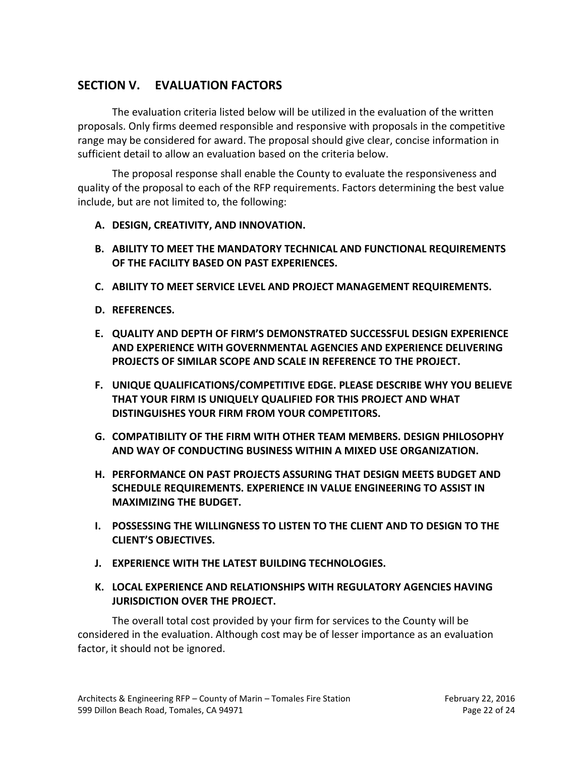## SECTION V. EVALUATION FACTORS

The evaluation criteria listed below will be utilized in the evaluation of the written proposals. Only firms deemed responsible and responsive with proposals in the competitive range may be considered for award. The proposal should give clear, concise information in sufficient detail to allow an evaluation based on the criteria below.

The proposal response shall enable the County to evaluate the responsiveness and quality of the proposal to each of the RFP requirements. Factors determining the best value include, but are not limited to, the following:

A. **DESIGN, CREATIVITY, AND INNOVATION.**
B. **ABILITY TO MEET THE MANDATORY TECHNICAL AND FUNCTIONAL REQUIREMENTS OF THE FACILITY BASED ON PAST EXPERIENCES.**
C. **ABILITY TO MEET SERVICE LEVEL AND PROJECT MANAGEMENT REQUIREMENTS.**
D. **REFERENCES.**
E. **QUALITY AND DEPTH OF FIRM'S DEMONSTRATED SUCCESSFUL DESIGN EXPERIENCE AND EXPERIENCE WITH GOVERNMENTAL AGENCIES AND EXPERIENCE DELIVERING PROJECTS OF SIMILAR SCOPE AND SCALE IN REFERENCE TO THE PROJECT.**
F. **UNIQUE QUALIFICATIONS/COMPETITIVE EDGE. PLEASE DESCRIBE WHY YOU BELIEVE THAT YOUR FIRM IS UNIQUELY QUALIFIED FOR THIS PROJECT AND WHAT DISTINGUISHES YOUR FIRM FROM YOUR COMPETITORS.**
G. **COMPATIBILITY OF THE FIRM WITH OTHER TEAM MEMBERS. DESIGN PHILOSOPHY AND WAY OF CONDUCTING BUSINESS WITHIN A MIXED USE ORGANIZATION.**
H. **PERFORMANCE ON PAST PROJECTS ASSURING THAT DESIGN MEETS BUDGET AND SCHEDULE REQUIREMENTS. EXPERIENCE IN VALUE ENGINEERING TO ASSIST IN MAXIMIZING THE BUDGET.**
I. **POSSESSING THE WILLINGNESS TO LISTEN TO THE CLIENT AND TO DESIGN TO THE CLIENT'S OBJECTIVES.**
J. **EXPERIENCE WITH THE LATEST BUILDING TECHNOLOGIES.**
K. **LOCAL EXPERIENCE AND RELATIONSHIPS WITH REGULATORY AGENCIES HAVING JURISDICTION OVER THE PROJECT.**

The overall total cost provided by your firm for services to the County will be considered in the evaluation. Although cost may be of lesser importance as an evaluation factor, it should not be ignored.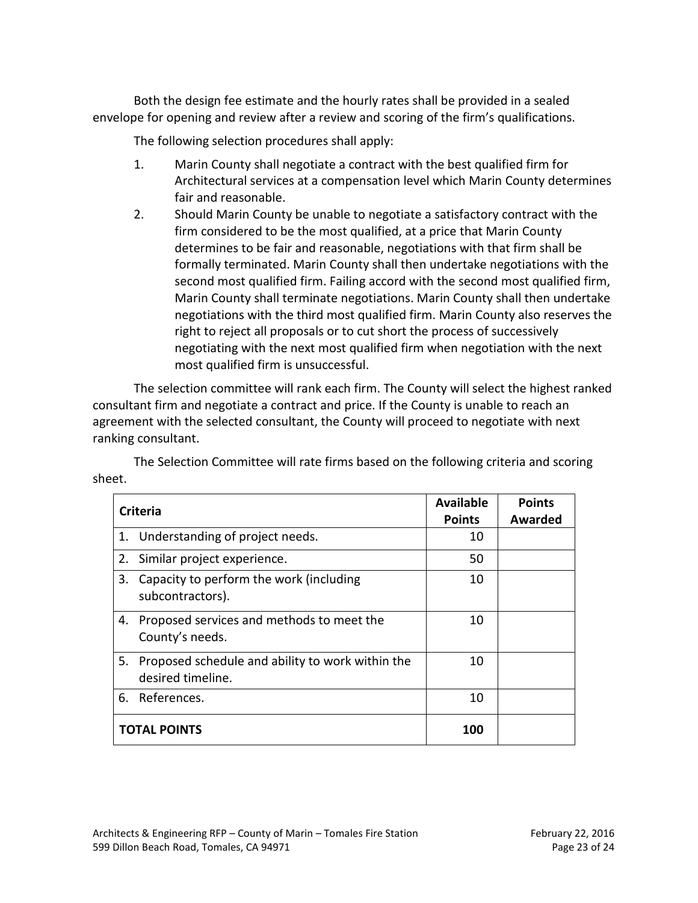Both the design fee estimate and the hourly rates shall be provided in a sealed envelope for opening and review after a review and scoring of the firm's qualifications.

The following selection procedures shall apply:

1. Marin County shall negotiate a contract with the best qualified firm for Architectural services at a compensation level which Marin County determines fair and reasonable.
2. Should Marin County be unable to negotiate a satisfactory contract with the firm considered to be the most qualified, at a price that Marin County determines to be fair and reasonable, negotiations with that firm shall be formally terminated. Marin County shall then undertake negotiations with the second most qualified firm. Failing accord with the second most qualified firm, Marin County shall terminate negotiations. Marin County shall then undertake negotiations with the third most qualified firm. Marin County also reserves the right to reject all proposals or to cut short the process of successively negotiating with the next most qualified firm when negotiation with the next most qualified firm is unsuccessful.

The selection committee will rank each firm. The County will select the highest ranked consultant firm and negotiate a contract and price. If the County is unable to reach an agreement with the selected consultant, the County will proceed to negotiate with next ranking consultant.

The Selection Committee will rate firms based on the following criteria and scoring sheet.

| Criteria | Available Points | Points Awarded |
|---|---|---|
| 1. Understanding of project needs. | 10 | |
| 2. Similar project experience. | 50 | |
| 3. Capacity to perform the work (including subcontractors). | 10 | |
| 4. Proposed services and methods to meet the County's needs. | 10 | |
| 5. Proposed schedule and ability to work within the desired timeline. | 10 | |
| 6. References. | 10 | |
| **TOTAL POINTS** | **100** | |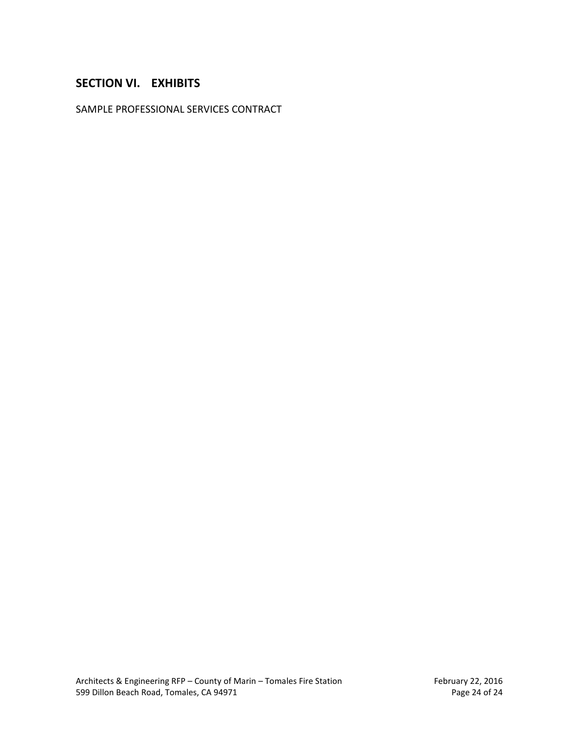## SECTION VI. EXHIBITS

SAMPLE PROFESSIONAL SERVICES CONTRACT